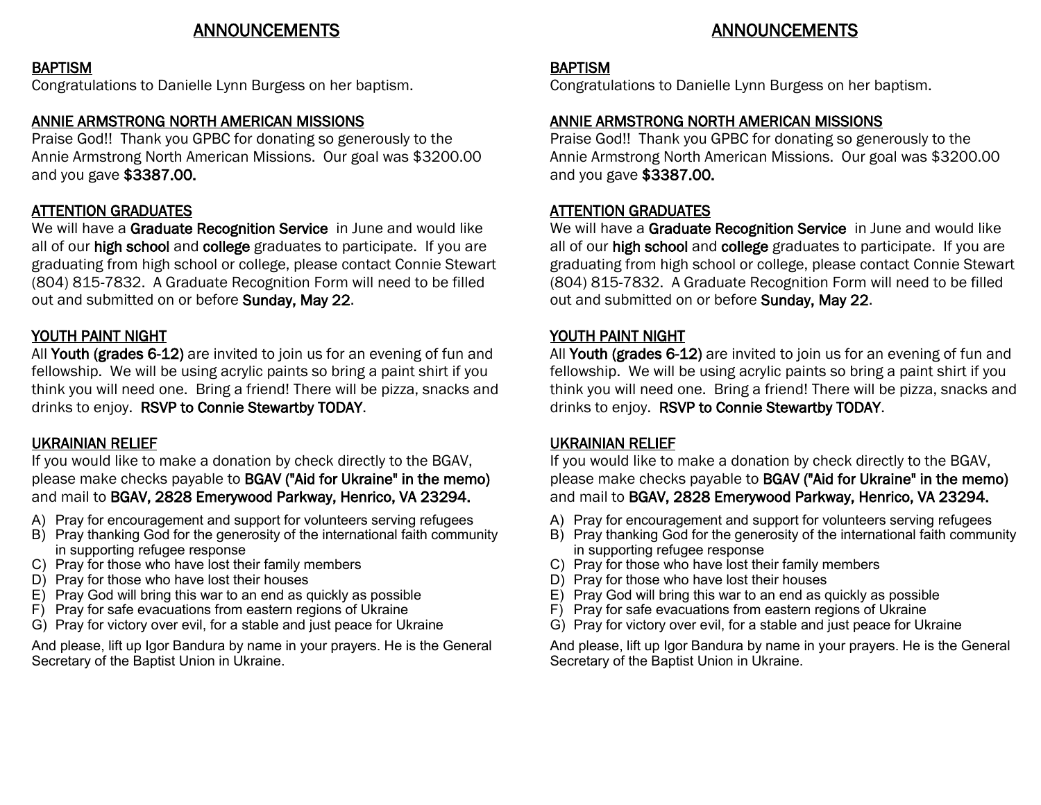# ANNOUNCEMENTS

## BAPTISM

Congratulations to Danielle Lynn Burgess on her baptism.

## ANNIE ARMSTRONG NORTH AMERICAN MISSIONS

Praise God!! Thank you GPBC for donating so generously to the Annie Armstrong North American Missions. Our goal was $3200.00 and you gave **$3387.00.**

## ATTENTION GRADUATES

We will have a **Graduate Recognition Service** in June and would like all of our **high school** and **college** graduates to participate. If you are graduating from high school or college, please contact Connie Stewart (804) 815-7832. A Graduate Recognition Form will need to be filled out and submitted on or before **Sunday, May 22**.

## YOUTH PAINT NIGHT

All **Youth (grades 6-12)** are invited to join us for an evening of fun and fellowship. We will be using acrylic paints so bring a paint shirt if you think you will need one. Bring a friend! There will be pizza, snacks and drinks to enjoy. **RSVP to Connie Stewartby TODAY**.

## UKRAINIAN RELIEF

If you would like to make a donation by check directly to the BGAV, please make checks payable to **BGAV ("Aid for Ukraine" in the memo)** and mail to **BGAV, 2828 Emerywood Parkway, Henrico, VA 23294.**

A) Pray for encouragement and support for volunteers serving refugees
B) Pray thanking God for the generosity of the international faith community in supporting refugee response
C) Pray for those who have lost their family members
D) Pray for those who have lost their houses
E) Pray God will bring this war to an end as quickly as possible
F) Pray for safe evacuations from eastern regions of Ukraine
G) Pray for victory over evil, for a stable and just peace for Ukraine

And please, lift up Igor Bandura by name in your prayers. He is the General Secretary of the Baptist Union in Ukraine.

# ANNOUNCEMENTS

## BAPTISM

Congratulations to Danielle Lynn Burgess on her baptism.

## ANNIE ARMSTRONG NORTH AMERICAN MISSIONS

Praise God!! Thank you GPBC for donating so generously to the Annie Armstrong North American Missions. Our goal was $3200.00 and you gave **$3387.00.**

## ATTENTION GRADUATES

We will have a **Graduate Recognition Service** in June and would like all of our **high school** and **college** graduates to participate. If you are graduating from high school or college, please contact Connie Stewart (804) 815-7832. A Graduate Recognition Form will need to be filled out and submitted on or before **Sunday, May 22**.

## YOUTH PAINT NIGHT

All **Youth (grades 6-12)** are invited to join us for an evening of fun and fellowship. We will be using acrylic paints so bring a paint shirt if you think you will need one. Bring a friend! There will be pizza, snacks and drinks to enjoy. **RSVP to Connie Stewartby TODAY**.

## UKRAINIAN RELIEF

If you would like to make a donation by check directly to the BGAV, please make checks payable to **BGAV ("Aid for Ukraine" in the memo)** and mail to **BGAV, 2828 Emerywood Parkway, Henrico, VA 23294.**

A) Pray for encouragement and support for volunteers serving refugees
B) Pray thanking God for the generosity of the international faith community in supporting refugee response
C) Pray for those who have lost their family members
D) Pray for those who have lost their houses
E) Pray God will bring this war to an end as quickly as possible
F) Pray for safe evacuations from eastern regions of Ukraine
G) Pray for victory over evil, for a stable and just peace for Ukraine

And please, lift up Igor Bandura by name in your prayers. He is the General Secretary of the Baptist Union in Ukraine.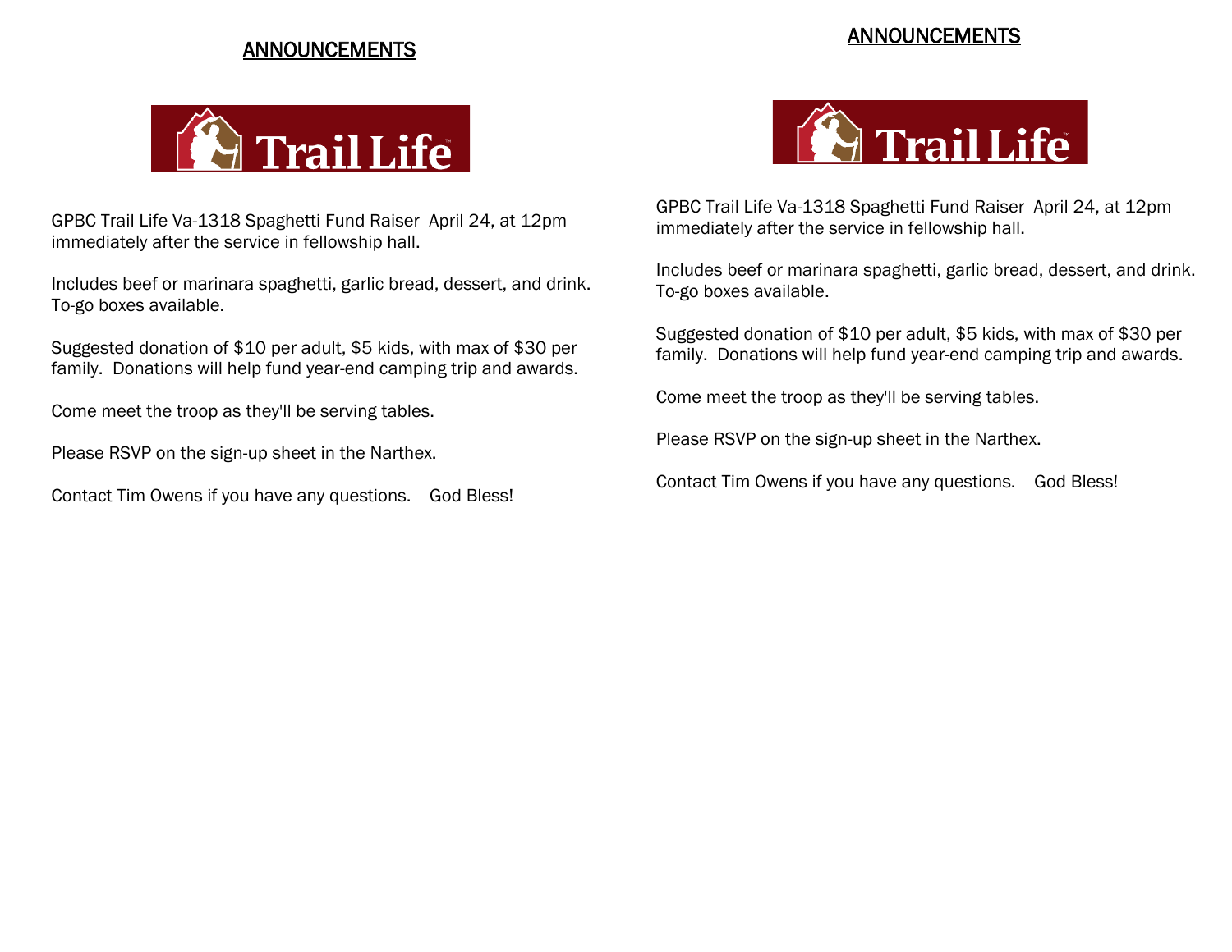## ANNOUNCEMENTS

Trail Life

GPBC Trail Life Va-1318 Spaghetti Fund Raiser April 24, at 12pm immediately after the service in fellowship hall.

Includes beef or marinara spaghetti, garlic bread, dessert, and drink. To-go boxes available.

Suggested donation of $10 per adult, $5 kids, with max of $30 per family. Donations will help fund year-end camping trip and awards.

Come meet the troop as they'll be serving tables.

Please RSVP on the sign-up sheet in the Narthex.

Contact Tim Owens if you have any questions. God Bless!

## ANNOUNCEMENTS

Trail Life

GPBC Trail Life Va-1318 Spaghetti Fund Raiser April 24, at 12pm immediately after the service in fellowship hall.

Includes beef or marinara spaghetti, garlic bread, dessert, and drink. To-go boxes available.

Suggested donation of $10 per adult, $5 kids, with max of $30 per family. Donations will help fund year-end camping trip and awards.

Come meet the troop as they'll be serving tables.

Please RSVP on the sign-up sheet in the Narthex.

Contact Tim Owens if you have any questions. God Bless!